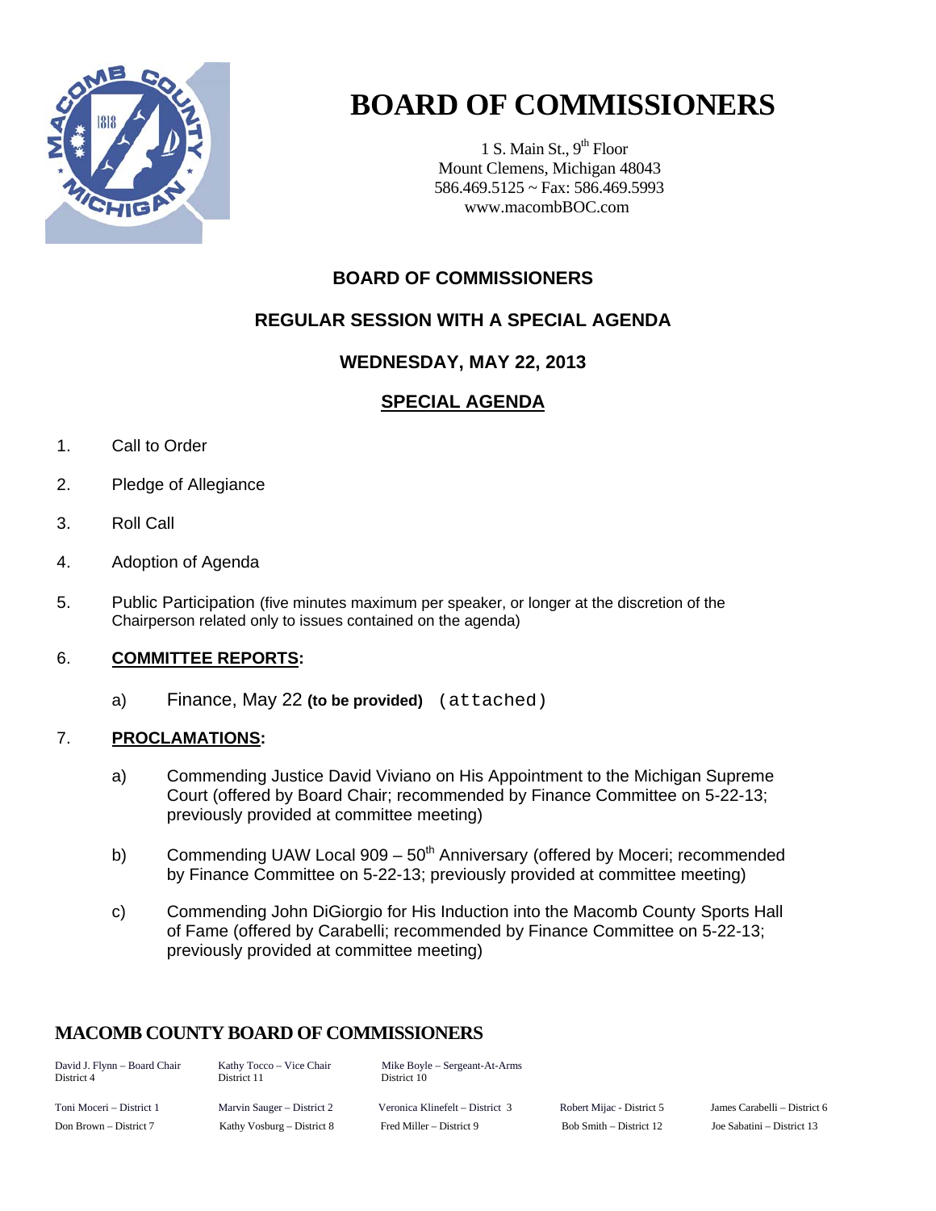# BOARD OF COMMISSIONERS

1 S. Main St., 9th Floor
Mount Clemens, Michigan 48043
586.469.5125 ~ Fax: 586.469.5993
www.macombBOC.com

## BOARD OF COMMISSIONERS

## REGULAR SESSION WITH A SPECIAL AGENDA

## WEDNESDAY, MAY 22, 2013

## SPECIAL AGENDA

1. Call to Order
2. Pledge of Allegiance
3. Roll Call
4. Adoption of Agenda
5. Public Participation (five minutes maximum per speaker, or longer at the discretion of the Chairperson related only to issues contained on the agenda)
6. **COMMITTEE REPORTS:**
   a) Finance, May 22 **(to be provided)** (attached)
7. **PROCLAMATIONS:**
   a) Commending Justice David Viviano on His Appointment to the Michigan Supreme Court (offered by Board Chair; recommended by Finance Committee on 5-22-13; previously provided at committee meeting)
   b) Commending UAW Local 909 – 50th Anniversary (offered by Moceri; recommended by Finance Committee on 5-22-13; previously provided at committee meeting)
   c) Commending John DiGiorgio for His Induction into the Macomb County Sports Hall of Fame (offered by Carabelli; recommended by Finance Committee on 5-22-13; previously provided at committee meeting)

## MACOMB COUNTY BOARD OF COMMISSIONERS

| | | | | |
|---|---|---|---|---|
| David J. Flynn – Board Chair District 4 | Kathy Tocco – Vice Chair District 11 | Mike Boyle – Sergeant-At-Arms District 10 | | |
| Toni Moceri – District 1 | Marvin Sauger – District 2 | Veronica Klinefelt – District 3 | Robert Mijac - District 5 | James Carabelli – District 6 |
| Don Brown – District 7 | Kathy Vosburg – District 8 | Fred Miller – District 9 | Bob Smith – District 12 | Joe Sabatini – District 13 |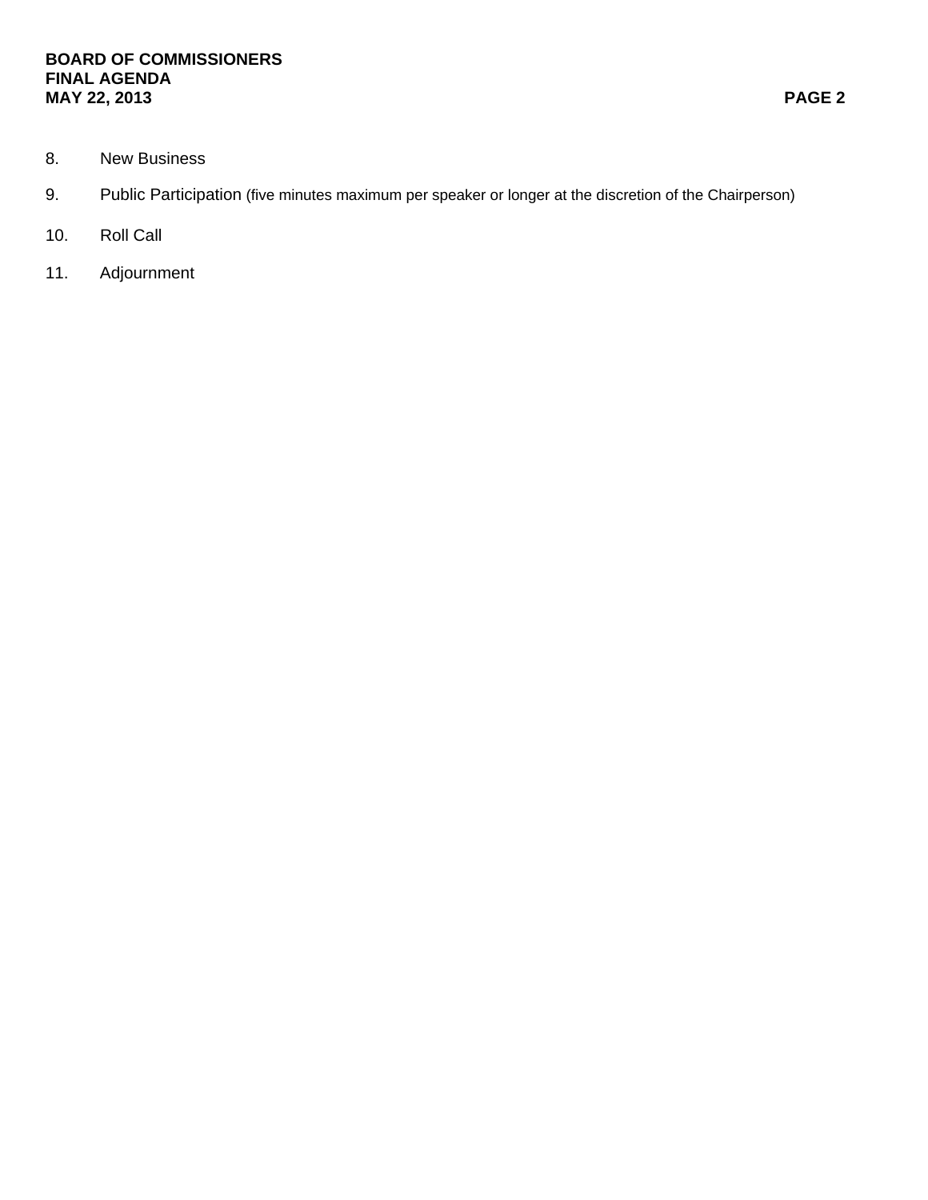8. New Business

9. Public Participation (five minutes maximum per speaker or longer at the discretion of the Chairperson)

10. Roll Call

11. Adjournment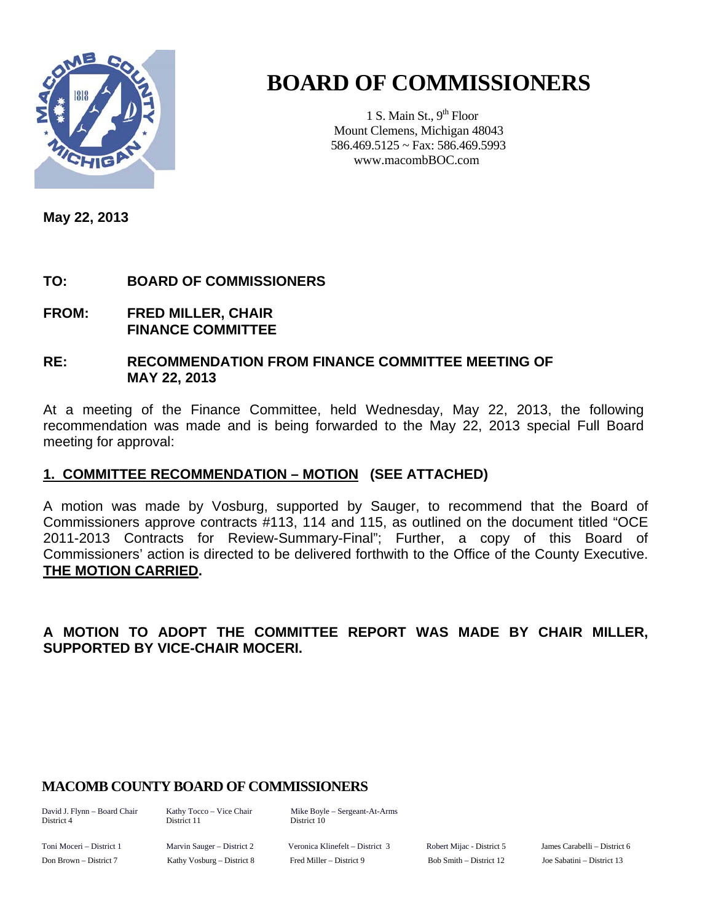# BOARD OF COMMISSIONERS

1 S. Main St., 9th Floor
Mount Clemens, Michigan 48043
586.469.5125 ~ Fax: 586.469.5993
www.macombBOC.com

**May 22, 2013**

**TO: BOARD OF COMMISSIONERS**

**FROM: FRED MILLER, CHAIR
FINANCE COMMITTEE**

**RE: RECOMMENDATION FROM FINANCE COMMITTEE MEETING OF MAY 22, 2013**

At a meeting of the Finance Committee, held Wednesday, May 22, 2013, the following recommendation was made and is being forwarded to the May 22, 2013 special Full Board meeting for approval:

## 1. COMMITTEE RECOMMENDATION – MOTION (SEE ATTACHED)

A motion was made by Vosburg, supported by Sauger, to recommend that the Board of Commissioners approve contracts #113, 114 and 115, as outlined on the document titled "OCE 2011-2013 Contracts for Review-Summary-Final"; Further, a copy of this Board of Commissioners' action is directed to be delivered forthwith to the Office of the County Executive. **THE MOTION CARRIED.**

**A MOTION TO ADOPT THE COMMITTEE REPORT WAS MADE BY CHAIR MILLER, SUPPORTED BY VICE-CHAIR MOCERI.**

**MACOMB COUNTY BOARD OF COMMISSIONERS**

| | | | | |
|---|---|---|---|---|
| David J. Flynn – Board Chair District 4 | Kathy Tocco – Vice Chair District 11 | Mike Boyle – Sergeant-At-Arms District 10 | | |
| Toni Moceri – District 1 | Marvin Sauger – District 2 | Veronica Klinefelt – District 3 | Robert Mijac - District 5 | James Carabelli – District 6 |
| Don Brown – District 7 | Kathy Vosburg – District 8 | Fred Miller – District 9 | Bob Smith – District 12 | Joe Sabatini – District 13 |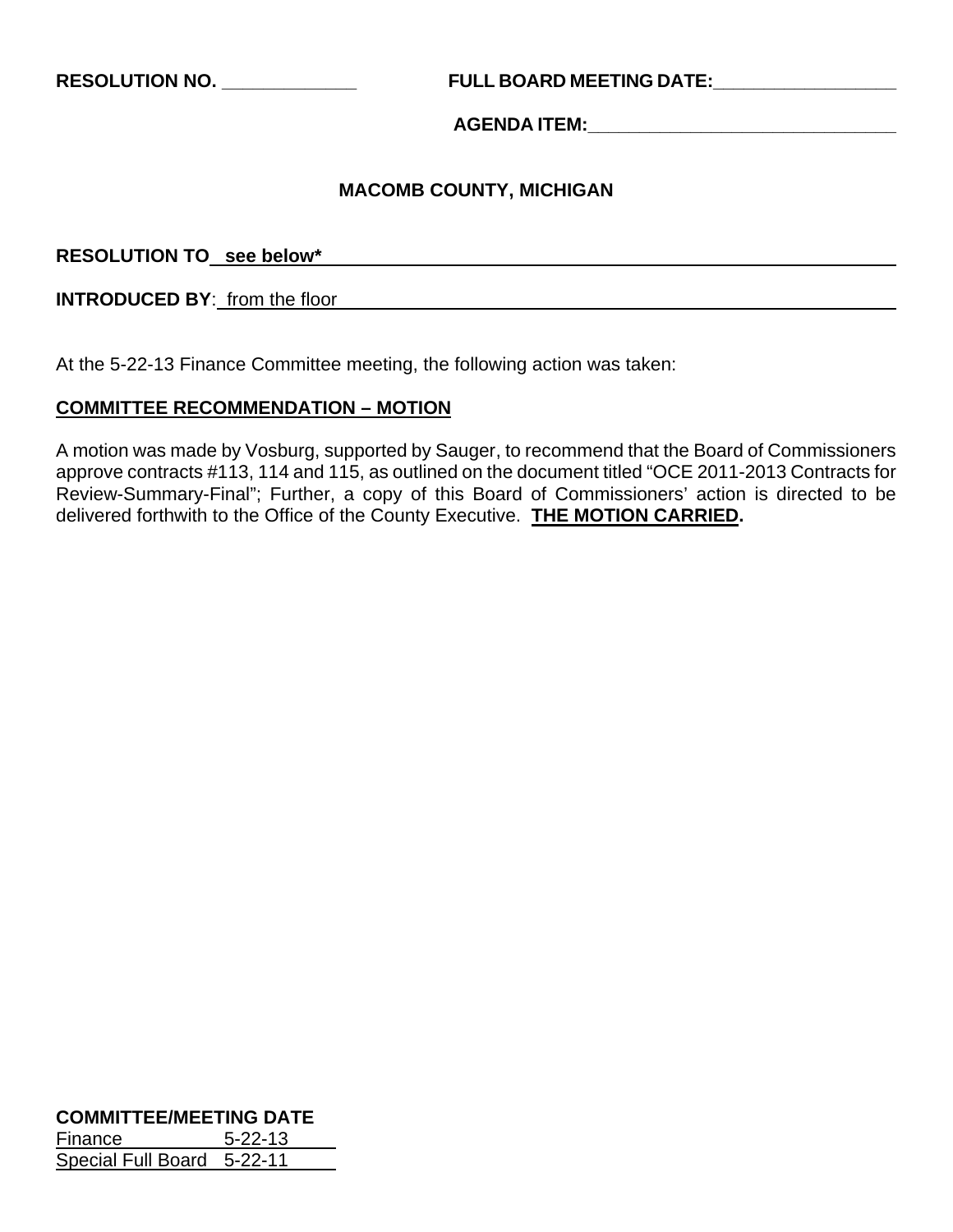**RESOLUTION NO. ____________** **FULL BOARD MEETING DATE:________________**

**AGENDA ITEM:____________________________**

**MACOMB COUNTY, MICHIGAN**

**RESOLUTION TO** see below*

**INTRODUCED BY**: from the floor

At the 5-22-13 Finance Committee meeting, the following action was taken:

**COMMITTEE RECOMMENDATION – MOTION**

A motion was made by Vosburg, supported by Sauger, to recommend that the Board of Commissioners approve contracts #113, 114 and 115, as outlined on the document titled "OCE 2011-2013 Contracts for Review-Summary-Final"; Further, a copy of this Board of Commissioners' action is directed to be delivered forthwith to the Office of the County Executive. **THE MOTION CARRIED.**

**COMMITTEE/MEETING DATE**

| Committee | Date |
| --- | --- |
| Finance | 5-22-13 |
| Special Full Board | 5-22-11 |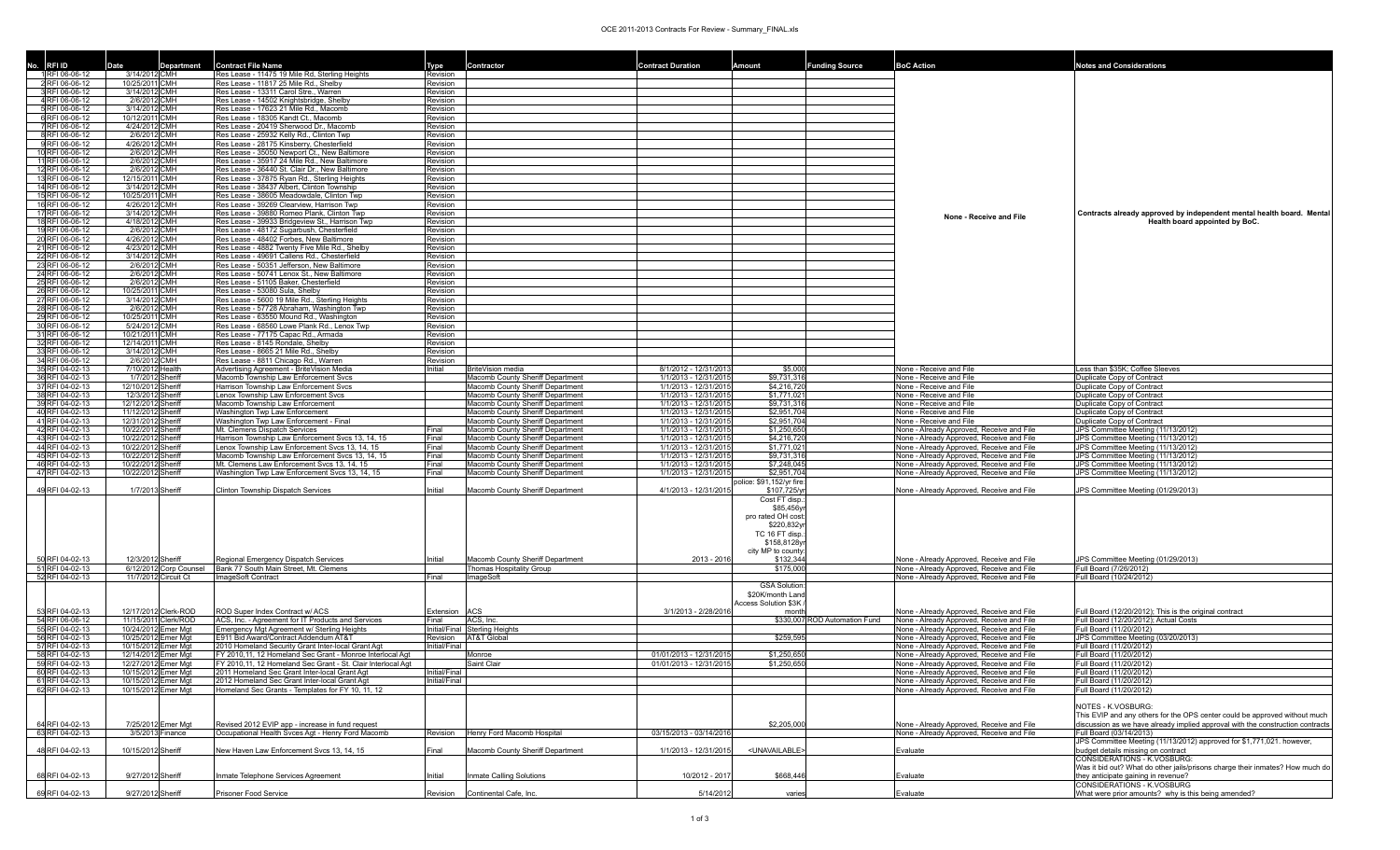| No. | RFI ID | Date | Department | Contract File Name | Type | Contractor | Contract Duration | Amount | Funding Source | BoC Action | Notes and Considerations |
|---|---|---|---|---|---|---|---|---|---|---|---|
| 1 | RFI 06-06-12 | 3/14/2012 | CMH | Res Lease - 11475 19 Mile Rd, Sterling Heights | Revision | | | | | None - Receive and File | Contracts already approved by independent mental health board. Mental Health board appointed by BoC. |
| 2 | RFI 06-06-12 | 10/25/2011 | CMH | Res Lease - 11817 25 Mile Rd., Shelby | Revision | | | | | | |
| 3 | RFI 06-06-12 | 3/14/2012 | CMH | Res Lease - 13311 Carol Stre., Warren | Revision | | | | | | |
| 4 | RFI 06-06-12 | 2/6/2012 | CMH | Res Lease - 14502 Knightsbridge, Shelby | Revision | | | | | | |
| 5 | RFI 06-06-12 | 3/14/2012 | CMH | Res Lease - 17623 21 Mile Rd., Macomb | Revision | | | | | | |
| 6 | RFI 06-06-12 | 10/12/2011 | CMH | Res Lease - 18305 Kandt Ct., Macomb | Revision | | | | | | |
| 7 | RFI 06-06-12 | 4/24/2012 | CMH | Res Lease - 20419 Sherwood Dr., Macomb | Revision | | | | | | |
| 8 | RFI 06-06-12 | 2/6/2012 | CMH | Res Lease - 25932 Kelly Rd., Clinton Twp | Revision | | | | | | |
| 9 | RFI 06-06-12 | 4/26/2012 | CMH | Res Lease - 28175 Kinsberry, Chesterfield | Revision | | | | | | |
| 10 | RFI 06-06-12 | 2/6/2012 | CMH | Res Lease - 35050 Newport Ct., New Baltimore | Revision | | | | | | |
| 11 | RFI 06-06-12 | 2/6/2012 | CMH | Res Lease - 35917 24 Mile Rd., New Baltimore | Revision | | | | | | |
| 12 | RFI 06-06-12 | 2/6/2012 | CMH | Res Lease - 36440 St. Clair Dr., New Baltimore | Revision | | | | | | |
| 13 | RFI 06-06-12 | 12/15/2011 | CMH | Res Lease - 37875 Ryan Rd., Sterling Heights | Revision | | | | | | |
| 14 | RFI 06-06-12 | 3/14/2012 | CMH | Res Lease - 38437 Albert, Clinton Township | Revision | | | | | | |
| 15 | RFI 06-06-12 | 10/25/2011 | CMH | Res Lease - 38605 Meadowdale, Clinton Twp | Revision | | | | | | |
| 16 | RFI 06-06-12 | 4/26/2012 | CMH | Res Lease - 39269 Clearview, Harrison Twp | Revision | | | | | | |
| 17 | RFI 06-06-12 | 3/14/2012 | CMH | Res Lease - 39880 Romeo Plank, Clinton Twp | Revision | | | | | | |
| 18 | RFI 06-06-12 | 4/18/2012 | CMH | Res Lease - 39933 Bridgeview St., Harrison Twp | Revision | | | | | | |
| 19 | RFI 06-06-12 | 2/6/2012 | CMH | Res Lease - 48172 Sugarbush, Chesterfield | Revision | | | | | | |
| 20 | RFI 06-06-12 | 4/26/2012 | CMH | Res Lease - 48402 Forbes, New Baltimore | Revision | | | | | | |
| 21 | RFI 06-06-12 | 4/23/2012 | CMH | Res Lease - 4882 Twenty Five Mile Rd., Shelby | Revision | | | | | | |
| 22 | RFI 06-06-12 | 3/14/2012 | CMH | Res Lease - 49691 Callens Rd., Chesterfield | Revision | | | | | | |
| 23 | RFI 06-06-12 | 2/6/2012 | CMH | Res Lease - 50351 Jefferson, New Baltimore | Revision | | | | | | |
| 24 | RFI 06-06-12 | 2/6/2012 | CMH | Res Lease - 50741 Lenox St., New Baltimore | Revision | | | | | | |
| 25 | RFI 06-06-12 | 2/6/2012 | CMH | Res Lease - 51105 Baker, Chesterfield | Revision | | | | | | |
| 26 | RFI 06-06-12 | 10/25/2011 | CMH | Res Lease - 53080 Sula, Shelby | Revision | | | | | | |
| 27 | RFI 06-06-12 | 3/14/2012 | CMH | Res Lease - 5600 19 Mile Rd., Sterling Heights | Revision | | | | | | |
| 28 | RFI 06-06-12 | 2/6/2012 | CMH | Res Lease - 57728 Abraham, Washington Twp | Revision | | | | | | |
| 29 | RFI 06-06-12 | 10/25/2011 | CMH | Res Lease - 63550 Mound Rd., Washington | Revision | | | | | | |
| 30 | RFI 06-06-12 | 5/24/2012 | CMH | Res Lease - 68560 Lowe Plank Rd., Lenox Twp | Revision | | | | | | |
| 31 | RFI 06-06-12 | 10/21/2011 | CMH | Res Lease - 77175 Capac Rd., Armada | Revision | | | | | | |
| 32 | RFI 06-06-12 | 12/14/2011 | CMH | Res Lease - 8145 Rondale, Shelby | Revision | | | | | | |
| 33 | RFI 06-06-12 | 3/14/2012 | CMH | Res Lease - 8665 21 Mile Rd., Shelby | Revision | | | | | | |
| 34 | RFI 06-06-12 | 2/6/2012 | CMH | Res Lease - 8811 Chicago Rd., Warren | Revision | | | | | | |
| 35 | RFI 04-02-13 | 7/10/2012 | Health | Advertising Agreement - BriteVision Media | Initial | BriteVision media | 8/1/2012 - 12/31/2013 | $5,000 | | None - Receive and File | Less than $35K; Coffee Sleeves |
| 36 | RFI 04-02-13 | 1/7/2012 | Sheriff | Macomb Township Law Enforcement Svcs | | Macomb County Sheriff Department | 1/1/2013 - 12/31/2015 | $9,731,316 | | None - Receive and File | Duplicate Copy of Contract |
| 37 | RFI 04-02-13 | 12/10/2012 | Sheriff | Harrison Township Law Enforcement Svcs | | Macomb County Sheriff Department | 1/1/2013 - 12/31/2015 | $4,216,720 | | None - Receive and File | Duplicate Copy of Contract |
| 38 | RFI 04-02-13 | 12/3/2012 | Sheriff | Lenox Township Law Enforcement Svcs | | Macomb County Sheriff Department | 1/1/2013 - 12/31/2015 | $1,771,021 | | None - Receive and File | Duplicate Copy of Contract |
| 39 | RFI 04-02-13 | 12/12/2012 | Sheriff | Macomb Township Law Enforcement | | Macomb County Sheriff Department | 1/1/2013 - 12/31/2015 | $9,731,316 | | None - Receive and File | Duplicate Copy of Contract |
| 40 | RFI 04-02-13 | 11/12/2012 | Sheriff | Washington Twp Law Enforcement | | Macomb County Sheriff Department | 1/1/2013 - 12/31/2015 | $2,951,704 | | None - Receive and File | Duplicate Copy of Contract |
| 41 | RFI 04-02-13 | 12/31/2012 | Sheriff | Washington Twp Law Enforcement - Final | | Macomb County Sheriff Department | 1/1/2013 - 12/31/2015 | $2,951,704 | | None - Receive and File | Duplicate Copy of Contract |
| 42 | RFI 04-02-13 | 10/22/2012 | Sheriff | Mt. Clemens Dispatch Services | Final | Macomb County Sheriff Department | 1/1/2013 - 12/31/2015 | $1,250,650 | | None - Already Approved, Receive and File | JPS Committee Meeting (11/13/2012) |
| 43 | RFI 04-02-13 | 10/22/2012 | Sheriff | Harrison Township Law Enforcement Svcs 13, 14, 15 | Final | Macomb County Sheriff Department | 1/1/2013 - 12/31/2015 | $4,216,720 | | None - Already Approved, Receive and File | JPS Committee Meeting (11/13/2012) |
| 44 | RFI 04-02-13 | 10/22/2012 | Sheriff | Lenox Township Law Enforcement Svcs 13, 14, 15 | Final | Macomb County Sheriff Department | 1/1/2013 - 12/31/2015 | $1,771,021 | | None - Already Approved, Receive and File | JPS Committee Meeting (11/13/2012) |
| 45 | RFI 04-02-13 | 10/22/2012 | Sheriff | Macomb Township Law Enforcement Svcs 13, 14, 15 | Final | Macomb County Sheriff Department | 1/1/2013 - 12/31/2015 | $9,731,316 | | None - Already Approved, Receive and File | JPS Committee Meeting (11/13/2012) |
| 46 | RFI 04-02-13 | 10/22/2012 | Sheriff | Mt. Clemens Law Enforcement Svcs 13, 14, 15 | Final | Macomb County Sheriff Department | 1/1/2013 - 12/31/2015 | $7,248,045 | | None - Already Approved, Receive and File | JPS Committee Meeting (11/13/2012) |
| 47 | RFI 04-02-13 | 10/22/2012 | Sheriff | Washington Twp Law Enforcement Svcs 13, 14, 15 | Final | Macomb County Sheriff Department | 1/1/2013 - 12/31/2015 | $2,951,704 | | None - Already Approved, Receive and File | JPS Committee Meeting (11/13/2012) |
| 49 | RFI 04-02-13 | 1/7/2013 | Sheriff | Clinton Township Dispatch Services | Initial | Macomb County Sheriff Department | 4/1/2013 - 12/31/2015 | police: $91,152/yr fire: $107,725/yr | | None - Already Approved, Receive and File | JPS Committee Meeting (01/29/2013) |
| 50 | RFI 04-02-13 | 12/3/2012 | Sheriff | Regional Emergency Dispatch Services | Initial | Macomb County Sheriff Department | 2013 - 2016 | Cost FT disp.: $85,456yr pro rated OH cost: $220,832yr TC 16 FT disp.: $158,8128yr city MP to county: $132,344 | | None - Already Approved, Receive and File | JPS Committee Meeting (01/29/2013) |
| 51 | RFI 04-02-13 | 6/12/2012 | Corp Counsel | Bank 77 South Main Street, Mt. Clemens | | Thomas Hospitality Group | | $175,000 | | None - Already Approved, Receive and File | Full Board (7/26/2012) |
| 52 | RFI 04-02-13 | 11/7/2012 | Circuit Ct | ImageSoft Contract | Final | ImageSoft | | | | None - Already Approved, Receive and File | Full Board (10/24/2012) |
| 53 | RFI 04-02-13 | 12/17/2012 | Clerk/ROD | ROD Super Index Contract w/ ACS | Extension | ACS | 3/1/2013 - 2/28/2016 | GSA Solution: $20K/month Land Access Solution $3K / month | | None - Already Approved, Receive and File | Full Board (12/20/2012); This is the original contract |
| 54 | RFI 06-06-12 | 11/15/2011 | Clerk/ROD | ACS, Inc. - Agreement for IT Products and Services | Final | ACS, Inc. | | $330,007 | ROD Automation Fund | None - Already Approved, Receive and File | Full Board (12/20/2012); Actual Costs |
| 55 | RFI 04-02-13 | 10/24/2012 | Emer Mgt | Emergency Mgt Agreement w/ Sterling Heights | Initial/Final | Sterling Heights | | | | None - Already Approved, Receive and File | Full Board (11/20/2012) |
| 56 | RFI 04-02-13 | 10/25/2012 | Emer Mgt | E911 Bid Award/Contract Addendum AT&T | Revision | AT&T Global | | $259,595 | | None - Already Approved, Receive and File | JPS Committee Meeting (03/20/2013) |
| 57 | RFI 04-02-13 | 10/15/2012 | Emer Mgt | 2010 Homeland Security Grant Inter-local Grant Agt | Initial/Final | | | | | None - Already Approved, Receive and File | Full Board (11/20/2012) |
| 58 | RFI 04-02-13 | 12/14/2012 | Emer Mgt | FY 2010,11, 12 Homeland Sec Grant - Monroe Interlocal Agt | | Monroe | 01/01/2013 - 12/31/2015 | $1,250,650 | | None - Already Approved, Receive and File | Full Board (11/20/2012) |
| 59 | RFI 04-02-13 | 12/27/2012 | Emer Mgt | FY 2010,11, 12 Homeland Sec Grant - St. Clair Interlocal Agt | | Saint Clair | 01/01/2013 - 12/31/2015 | $1,250,650 | | None - Already Approved, Receive and File | Full Board (11/20/2012) |
| 60 | RFI 04-02-13 | 10/15/2012 | Emer Mgt | 2011 Homeland Sec Grant Inter-local Grant Agt | Initial/Final | | | | | None - Already Approved, Receive and File | Full Board (11/20/2012) |
| 61 | RFI 04-02-13 | 10/15/2012 | Emer Mgt | 2012 Homeland Sec Grant Inter-local Grant Agt | Initial/Final | | | | | None - Already Approved, Receive and File | Full Board (11/20/2012) |
| 62 | RFI 04-02-13 | 10/15/2012 | Emer Mgt | Homeland Sec Grants - Templates for FY 10, 11, 12 | | | | | | None - Already Approved, Receive and File | Full Board (11/20/2012) |
| 64 | RFI 04-02-13 | 7/25/2012 | Emer Mgt | Revised 2012 EVIP app - increase in fund request | | | | $2,205,000 | | None - Already Approved, Receive and File | NOTES - K.VOSBURG: This EVIP and any others for the OPS center could be approved without much discussion as we have already implied approval with the construction contracts |
| 63 | RFI 04-02-13 | 3/5/2013 | Finance | Occupational Health Svces Agt - Henry Ford Macomb | Revision | Henry Ford Macomb Hospital | 03/15/2013 - 03/14/2016 | | | None - Already Approved, Receive and File | Full Board (03/14/2013) |
| 48 | RFI 04-02-13 | 10/15/2012 | Sheriff | New Haven Law Enforcement Svcs 13, 14, 15 | Final | Macomb County Sheriff Department | 1/1/2013 - 12/31/2015 | <UNAVAILABLE> | | Evaluate | JPS Committee Meeting (11/13/2012) approved for $1,771,021. however, budget details missing on contract |
| 68 | RFI 04-02-13 | 9/27/2012 | Sheriff | Inmate Telephone Services Agreement | Initial | Inmate Calling Solutions | 10/2012 - 2017 | $668,446 | | Evaluate | CONSIDERATIONS - K.VOSBURG: Was it bid out? What do other jails/prisons charge their inmates? How much do they anticipate gaining in revenue? |
| 69 | RFI 04-02-13 | 9/27/2012 | Sheriff | Prisoner Food Service | Revision | Continental Cafe, Inc. | 5/14/2012 | varies | | Evaluate | CONSIDERATIONS - K.VOSBURG: What were prior amounts? why is this being amended? |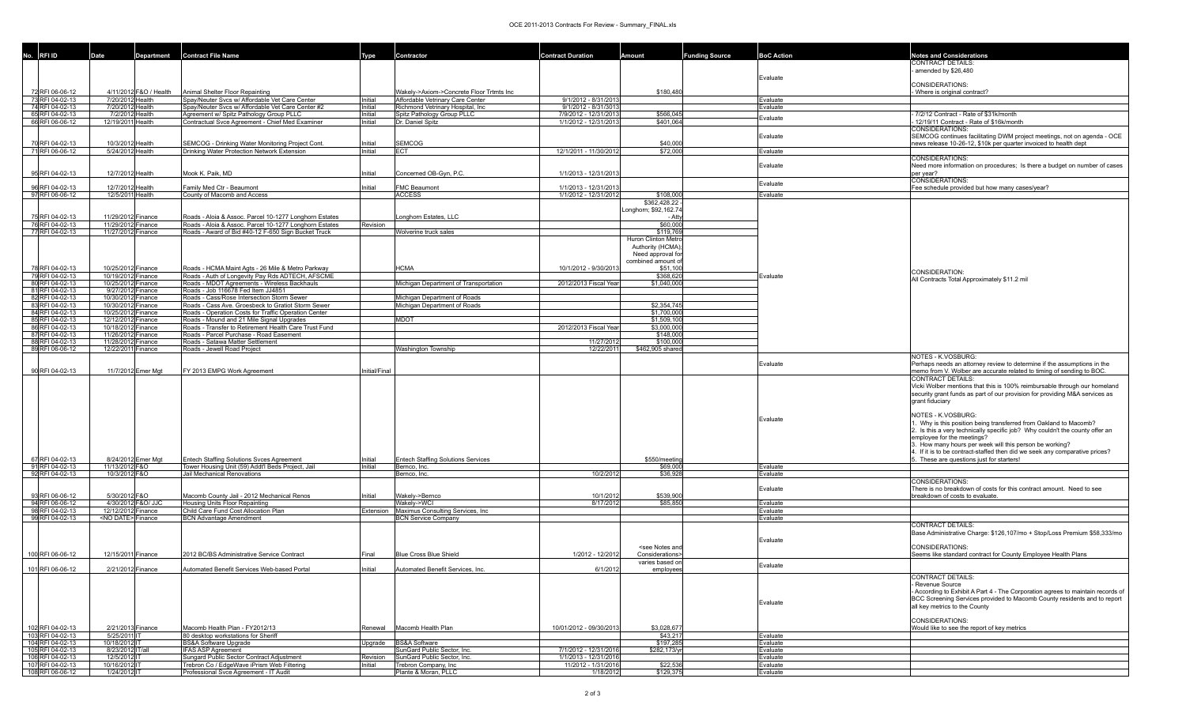| No. | RFI ID | Date | Department | Contract File Name | Type | Contractor | Contract Duration | Amount | Funding Source | BoC Action | Notes and Considerations |
|---|---|---|---|---|---|---|---|---|---|---|---|
| 72 | RFI 06-06-12 | 4/11/2012 | F&O / Health | Animal Shelter Floor Repainting | | Wakely->Axiom->Concrete Floor Trtmts Inc | | $180,480 | | Evaluate | CONTRACT DETAILS: - amended by $26,480 CONSIDERATIONS: - Where is original contract? |
| 73 | RFI 04-02-13 | 7/20/2012 | Health | Spay/Neuter Svcs w/ Affordable Vet Care Center | Initial | Affordable Vetrinary Care Center | 9/1/2012 - 8/31/2013 | | | Evaluate | |
| 74 | RFI 04-02-13 | 7/20/2012 | Health | Spay/Neuter Svcs w/ Affordable Vet Care Center #2 | Initial | Richmond Vetrinary Hospital, Inc | 9/1/2012 - 8/31/2013 | | | Evaluate | |
| 65 | RFI 04-02-13 | 7/2/2012 | Health | Agreement w/ Spitz Pathology Group PLLC | Initial | Spitz Pathology Group PLLC | 7/9/2012 - 12/31/2013 | $566,045 | | Evaluate | - 7/2/12 Contract - Rate of $31k/month - 12/19/11 Contract - Rate of $16k/month |
| 66 | RFI 06-06-12 | 12/19/2011 | Health | Contractual Svce Agreement - Chief Med Examiner | Initial | Dr. Daniel Spitz | 1/1/2012 - 12/31/2013 | $401,064 | | | |
| 70 | RFI 04-02-13 | 10/3/2012 | Health | SEMCOG - Drinking Water Monitoring Project Cont. | Initial | SEMCOG | | $40,000 | | Evaluate | CONSIDERATIONS: SEMCOG continues facilitating DWM project meetings, not on agenda - OCE news release 10-26-12, $10k per quarter invoiced to health dept |
| 71 | RFI 06-06-12 | 5/24/2012 | Health | Drinking Water Protection Network Extension | Initial | ECT | 12/1/2011 - 11/30/2012 | $72,000 | | Evaluate | |
| 95 | RFI 04-02-13 | 12/7/2012 | Health | Mook K. Paik, MD | Initial | Concerned OB-Gyn, P.C. | 1/1/2013 - 12/31/2013 | | | Evaluate | CONSIDERATIONS: Need more information on procedures; Is there a budget on number of cases per year? |
| 96 | RFI 04-02-13 | 12/7/2012 | Health | Family Med Ctr - Beaumont | Initial | FMC Beaumont | 1/1/2013 - 12/31/2013 | | | Evaluate | CONSIDERATIONS: Fee schedule provided but how many cases/year? |
| 97 | RFI 06-06-12 | 12/5/2011 | Health | County of Macomb and Access | | ACCESS | 1/1/2012 - 12/31/2012 | $108,000 | | Evaluate | |
| 75 | RFI 04-02-13 | 11/29/2012 | Finance | Roads - Aloia & Assoc. Parcel 10-1277 Longhorn Estates | | Longhorn Estates, LLC | | $362,428.22 - Longhorn; $92,162.74 - Atty | | Evaluate | CONSIDERATION: All Contracts Total Approximately $11.2 mil |
| 76 | RFI 04-02-13 | 11/29/2012 | Finance | Roads - Aloia & Assoc. Parcel 10-1277 Longhorn Estates | Revision | | | $60,000 | | | |
| 77 | RFI 04-02-13 | 11/27/2012 | Finance | Roads - Award of Bid #40-12 F-650 Sign Bucket Truck | | Wolverine truck sales | | $119,769 | | | |
| 78 | RFI 04-02-13 | 10/25/2012 | Finance | Roads - HCMA Maint Agts - 26 Mile & Metro Parkway | | HCMA | 10/1/2012 - 9/30/2013 | Huron Clinton Metro Authority (HCMA); Need approval for combined amount of $51,100 | | | |
| 79 | RFI 04-02-13 | 10/19/2012 | Finance | Roads - Auth of Longevity Pay Rds ADTECH, AFSCME | | | | $368,620 | | | |
| 80 | RFI 04-02-13 | 10/25/2012 | Finance | Roads - MDOT Agreements - Wireless Backhauls | | Michigan Department of Transportation | 2012/2013 Fiscal Year | $1,040,000 | | | |
| 81 | RFI 04-02-13 | 9/27/2012 | Finance | Roads - Job 116678 Fed Item JJ4851 | | | | | | | |
| 82 | RFI 04-02-13 | 10/30/2012 | Finance | Roads - Cass/Rose Intersection Storm Sewer | | Michigan Department of Roads | | | | | |
| 83 | RFI 04-02-13 | 10/30/2012 | Finance | Roads - Cass Ave. Groesbeck to Gratiot Storm Sewer | | Michigan Department of Roads | | $2,354,745 | | | |
| 84 | RFI 04-02-13 | 10/25/2012 | Finance | Roads - Operation Costs for Traffic Operation Center | | | | $1,700,000 | | | |
| 85 | RFI 04-02-13 | 12/12/2012 | Finance | Roads - Mound and 21 Mile Signal Upgrades | | MDOT | | $1,509,100 | | | |
| 86 | RFI 04-02-13 | 10/18/2012 | Finance | Roads - Transfer to Retirement Health Care Trust Fund | | | 2012/2013 Fiscal Year | $3,000,000 | | | |
| 87 | RFI 04-02-13 | 11/26/2012 | Finance | Roads - Parcel Purchase - Road Easement | | | | $148,000 | | | |
| 88 | RFI 04-02-13 | 11/28/2012 | Finance | Roads - Satawa Matter Settlement | | | 11/27/2012 | $100,000 | | | |
| 89 | RFI 06-06-12 | 12/22/2011 | Finance | Roads - Jewell Road Project | | Washington Township | 12/22/2011 | $462,905 shared | | | |
| 90 | RFI 04-02-13 | 11/7/2012 | Emer Mgt | FY 2013 EMPG Work Agreement | Initial/Final | | | | | Evaluate | NOTES - K.VOSBURG: Perhaps needs an attorney review to determine if the assumptions in the memo from V. Wolber are accurate related to timing of sending to BOC. |
| 67 | RFI 04-02-13 | 8/24/2012 | Emer Mgt | Entech Staffing Solutions Svces Agreement | Initial | Entech Staffing Solutions Services | | $550/meeting | | Evaluate | CONTRACT DETAILS: Vicki Wolber mentions that this is 100% reimbursable through our homeland security grant funds as part of our provision for providing M&A services as grant fiduciary NOTES - K.VOSBURG: 1. Why is this position being transferred from Oakland to Macomb? 2. Is this a very technically specific job? Why couldn't the county offer an employee for the meetings? 3. How many hours per week will this person be working? 4. If it is to be contract-staffed then did we seek any comparative prices? 5. These are questions just for starters! |
| 91 | RFI 04-02-13 | 11/13/2012 | F&O | Tower Housing Unit (59) Addt'l Beds Project, Jail | Initial | Bernco, Inc. | | $69,000 | | Evaluate | |
| 92 | RFI 04-02-13 | 10/3/2012 | F&O | Jail Mechanical Renovations | | Bernco, Inc. | 10/2/2012 | $36,928 | | Evaluate | |
| 93 | RFI 06-06-12 | 5/30/2012 | F&O | Macomb County Jail - 2012 Mechanical Renos | Initial | Wakely->Bernco | 10/1/2012 | $539,900 | | Evaluate | CONSIDERATIONS: There is no breakdown of costs for this contract amount. Need to see breakdown of costs to evaluate. |
| 94 | RFI 06-06-12 | 4/30/2012 | F&O/ JJC | Housing Units Floor Repainting | | Wakely->WCI | 8/17/2012 | $85,850 | | Evaluate | |
| 98 | RFI 04-02-13 | 12/12/2012 | Finance | Child Care Fund Cost Allocation Plan | Extension | Maximus Consulting Services, Inc | | | | Evaluate | |
| 99 | RFI 04-02-13 | <NO DATE> | Finance | BCN Advantage Amendment | | BCN Service Company | | | | Evaluate | |
| 100 | RFI 06-06-12 | 12/15/2011 | Finance | 2012 BC/BS Administrative Service Contract | Final | Blue Cross Blue Shield | 1/2012 - 12/2012 | <see Notes and Considerations> | | Evaluate | CONTRACT DETAILS: Base Administrative Charge: $126,107/mo + Stop/Loss Premium $58,333/mo CONSIDERATIONS: Seems like standard contract for County Employee Health Plans |
| 101 | RFI 06-06-12 | 2/21/2012 | Finance | Automated Benefit Services Web-based Portal | Initial | Automated Benefit Services, Inc. | 6/1/2012 | varies based on employees | | Evaluate | |
| 102 | RFI 04-02-13 | 2/21/2013 | Finance | Macomb Health Plan - FY2012/13 | Renewal | Macomb Health Plan | 10/01/2012 - 09/30/2013 | $3,028,677 | | Evaluate | CONTRACT DETAILS: - Revenue Source - According to Exhibit A Part 4 - The Corporation agrees to maintain records of BCC Screening Services provided to Macomb County residents and to report all key metrics to the County CONSIDERATIONS: Would like to see the report of key metrics |
| 103 | RFI 04-02-13 | 5/25/2011 | IT | 80 desktop workstations for Sheriff | | | | $43,217 | | Evaluate | |
| 104 | RFI 04-02-13 | 10/18/2012 | IT | BS&A Software Upgrade | Upgrade | BS&A Software | | $197,285 | | Evaluate | |
| 105 | RFI 04-02-13 | 8/23/2012 | IT/all | IFAS ASP Agreement | | SunGard Public Sector, Inc. | 7/1/2012 - 12/31/2016 | $282,173/yr | | Evaluate | |
| 106 | RFI 04-02-13 | 12/5/2012 | IT | Sungard Public Sector Contract Adjustment | Revision | SunGard Public Sector, Inc. | 1/1/2013 - 12/31/2016 | | | Evaluate | |
| 107 | RFI 04-02-13 | 10/16/2012 | IT | Trebron Co / EdgeWave iPrism Web Filtering | Initial | Trebron Company, Inc | 11/2012 - 1/31/2016 | $22,536 | | Evaluate | |
| 108 | RFI 06-06-12 | 1/24/2012 | IT | Professional Svce Agreement - IT Audit | | Plante & Moran, PLLC | 1/18/2012 | $129,375 | | Evaluate | |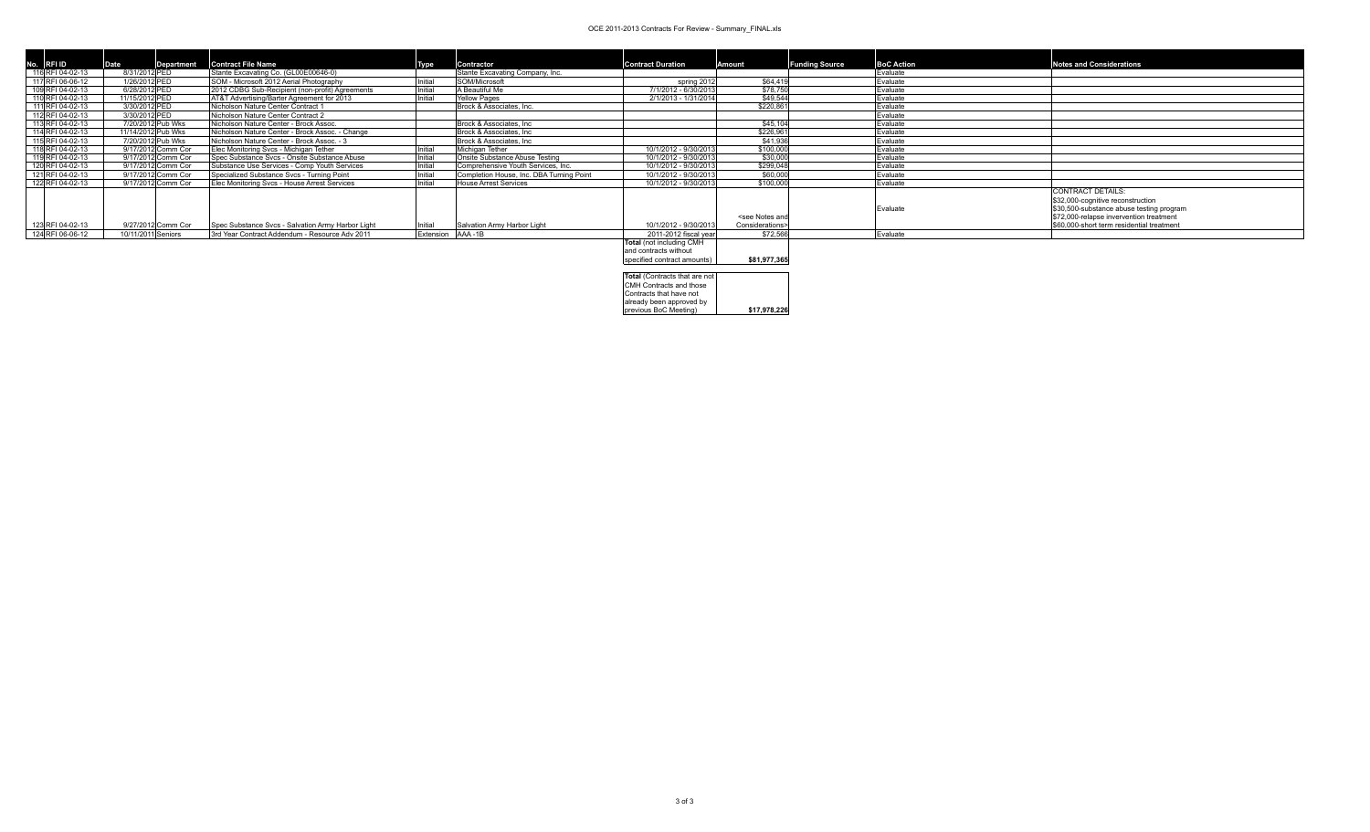| No. | RFI ID | Date | Department | Contract File Name | Type | Contractor | Contract Duration | Amount | Funding Source | BoC Action | Notes and Considerations |
|---|---|---|---|---|---|---|---|---|---|---|---|
| 116 | RFI 04-02-13 | 8/31/2012 | PED | Stante Excavating Co. (GL00E00646-0) | | Stante Excavating Company, Inc. | | | | Evaluate | |
| 117 | RFI 06-06-12 | 1/26/2012 | PED | SOM - Microsoft 2012 Aerial Photography | Initial | SOM/Microsoft | spring 2012 | $64,419 | | Evaluate | |
| 109 | RFI 04-02-13 | 6/28/2012 | PED | 2012 CDBG Sub-Recipient (non-profit) Agreements | Initial | A Beautiful Me | 7/1/2012 - 6/30/2013 | $78,750 | | Evaluate | |
| 110 | RFI 04-02-13 | 11/15/2012 | PED | AT&T Advertising/Barter Agreement for 2013 | Initial | Yellow Pages | 2/1/2013 - 1/31/2014 | $49,544 | | Evaluate | |
| 111 | RFI 04-02-13 | 3/30/2012 | PED | Nicholson Nature Center Contract 1 | | Brock & Associates, Inc. | | $220,861 | | Evaluate | |
| 112 | RFI 04-02-13 | 3/30/2012 | PED | Nicholson Nature Center Contract 2 | | | | | | Evaluate | |
| 113 | RFI 04-02-13 | 7/20/2012 | Pub Wks | Nicholson Nature Center - Brock Assoc. | | Brock & Associates, Inc | | $45,104 | | Evaluate | |
| 114 | RFI 04-02-13 | 11/14/2012 | Pub Wks | Nicholson Nature Center - Brock Assoc. - Change | | Brock & Associates, Inc | | $226,961 | | Evaluate | |
| 115 | RFI 04-02-13 | 7/20/2012 | Pub Wks | Nicholson Nature Center - Brock Assoc. - 3 | | Brock & Associates, Inc | | $41,936 | | Evaluate | |
| 118 | RFI 04-02-13 | 9/17/2012 | Comm Cor | Elec Monitoring Svcs - Michigan Tether | Initial | Michigan Tether | 10/1/2012 - 9/30/2013 | $100,000 | | Evaluate | |
| 119 | RFI 04-02-13 | 9/17/2012 | Comm Cor | Spec Substance Svcs - Onsite Substance Abuse | Initial | Onsite Substance Abuse Testing | 10/1/2012 - 9/30/2013 | $30,000 | | Evaluate | |
| 120 | RFI 04-02-13 | 9/17/2012 | Comm Cor | Substance Use Services - Comp Youth Services | Initial | Comprehensive Youth Services, Inc. | 10/1/2012 - 9/30/2013 | $299,048 | | Evaluate | |
| 121 | RFI 04-02-13 | 9/17/2012 | Comm Cor | Specialized Substance Svcs - Turning Point | Initial | Completion House, Inc. DBA Turning Point | 10/1/2012 - 9/30/2013 | $60,000 | | Evaluate | |
| 122 | RFI 04-02-13 | 9/17/2012 | Comm Cor | Elec Monitoring Svcs - House Arrest Services | Initial | House Arrest Services | 10/1/2012 - 9/30/2013 | $100,000 | | Evaluate | |
| 123 | RFI 04-02-13 | 9/27/2012 | Comm Cor | Spec Substance Svcs - Salvation Army Harbor Light | Initial | Salvation Army Harbor Light | 10/1/2012 - 9/30/2013 | <see Notes and Considerations> | | Evaluate | CONTRACT DETAILS: $32,000-cognitive reconstruction $30,500-substance abuse testing program $72,000-relapse invervention treatment $60,000-short term residential treatment |
| 124 | RFI 06-06-12 | 10/11/2011 | Seniors | 3rd Year Contract Addendum - Resource Adv 2011 | Extension | AAA -1B | 2011-2012 fiscal year | $72,566 | | Evaluate | |
| | | | | | | | **Total** (not including CMH and contracts without specified contract amounts) | **$81,977,365** | | | |
| | | | | | | | **Total** (Contracts that are not CMH Contracts and those Contracts that have not already been approved by previous BoC Meeting) | **$17,978,226** | | | |